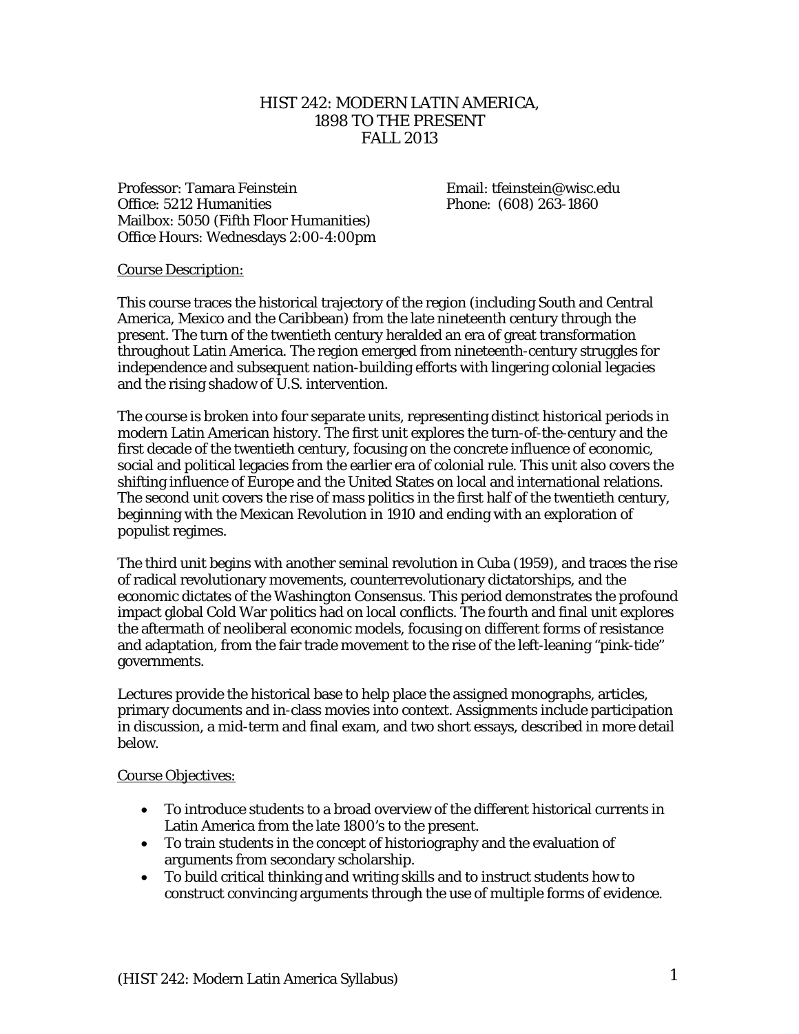# HIST 242: MODERN LATIN AMERICA, 1898 TO THE PRESENT FALL 2013

Professor: Tamara Feinstein
Office: 5212 Humanities
Mailbox: 5050 (Fifth Floor Humanities)
Office Hours: Wednesdays 2:00-4:00pm

Email: tfeinstein@wisc.edu
Phone: (608) 263-1860

## Course Description:

This course traces the historical trajectory of the region (including South and Central America, Mexico and the Caribbean) from the late nineteenth century through the present. The turn of the twentieth century heralded an era of great transformation throughout Latin America. The region emerged from nineteenth-century struggles for independence and subsequent nation-building efforts with lingering colonial legacies and the rising shadow of U.S. intervention.

The course is broken into four separate units, representing distinct historical periods in modern Latin American history. The first unit explores the turn-of-the-century and the first decade of the twentieth century, focusing on the concrete influence of economic, social and political legacies from the earlier era of colonial rule. This unit also covers the shifting influence of Europe and the United States on local and international relations. The second unit covers the rise of mass politics in the first half of the twentieth century, beginning with the Mexican Revolution in 1910 and ending with an exploration of populist regimes.

The third unit begins with another seminal revolution in Cuba (1959), and traces the rise of radical revolutionary movements, counterrevolutionary dictatorships, and the economic dictates of the Washington Consensus. This period demonstrates the profound impact global Cold War politics had on local conflicts. The fourth and final unit explores the aftermath of neoliberal economic models, focusing on different forms of resistance and adaptation, from the fair trade movement to the rise of the left-leaning "pink-tide" governments.

Lectures provide the historical base to help place the assigned monographs, articles, primary documents and in-class movies into context. Assignments include participation in discussion, a mid-term and final exam, and two short essays, described in more detail below.

## Course Objectives:

- To introduce students to a broad overview of the different historical currents in Latin America from the late 1800's to the present.
- To train students in the concept of historiography and the evaluation of arguments from secondary scholarship.
- To build critical thinking and writing skills and to instruct students how to construct convincing arguments through the use of multiple forms of evidence.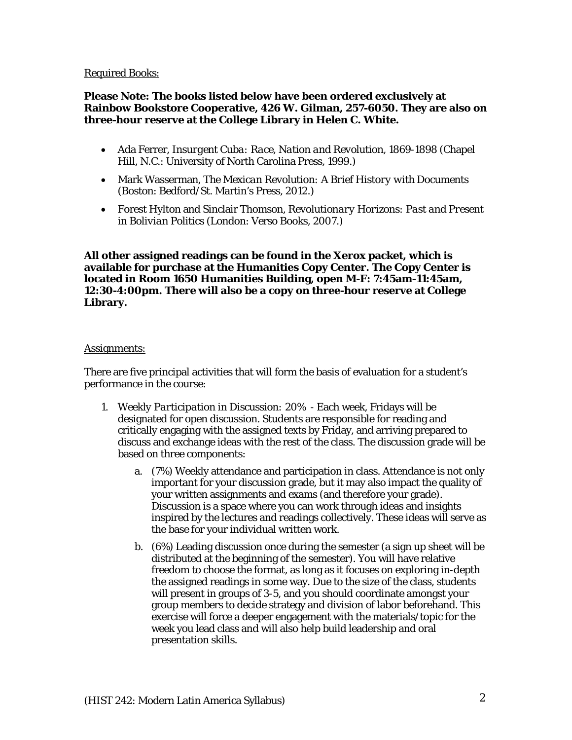Required Books:

**Please Note: The books listed below have been ordered exclusively at Rainbow Bookstore Cooperative, 426 W. Gilman, 257-6050. They are also on three-hour reserve at the College Library in Helen C. White.**

- Ada Ferrer, *Insurgent Cuba: Race, Nation and Revolution, 1869-1898* (Chapel Hill, N.C.: University of North Carolina Press, 1999.)
- Mark Wasserman, *The Mexican Revolution: A Brief History with Documents* (Boston: Bedford/St. Martin's Press, 2012.)
- Forest Hylton and Sinclair Thomson, *Revolutionary Horizons: Past and Present in Bolivian Politics* (London: Verso Books, 2007.)

**All other assigned readings can be found in the Xerox packet, which is available for purchase at the Humanities Copy Center. The Copy Center is located in Room 1650 Humanities Building, open M-F: 7:45am-11:45am, 12:30-4:00pm. There will also be a copy on three-hour reserve at College Library.**

Assignments:

There are five principal activities that will form the basis of evaluation for a student's performance in the course:

1. *Weekly Participation in Discussion: 20%* - Each week, Fridays will be designated for open discussion. Students are responsible for reading and critically engaging with the assigned texts by Friday, and arriving prepared to discuss and exchange ideas with the rest of the class. The discussion grade will be based on three components:
   a. (7%) Weekly attendance and participation in class. Attendance is not only important for your discussion grade, but it may also impact the quality of your written assignments and exams (and therefore your grade). Discussion is a space where you can work through ideas and insights inspired by the lectures and readings collectively. These ideas will serve as the base for your individual written work.
   b. (6%) Leading discussion once during the semester (a sign up sheet will be distributed at the beginning of the semester). You will have relative freedom to choose the format, as long as it focuses on exploring in-depth the assigned readings in some way. Due to the size of the class, students will present in groups of 3-5, and you should coordinate amongst your group members to decide strategy and division of labor beforehand. This exercise will force a deeper engagement with the materials/topic for the week you lead class and will also help build leadership and oral presentation skills.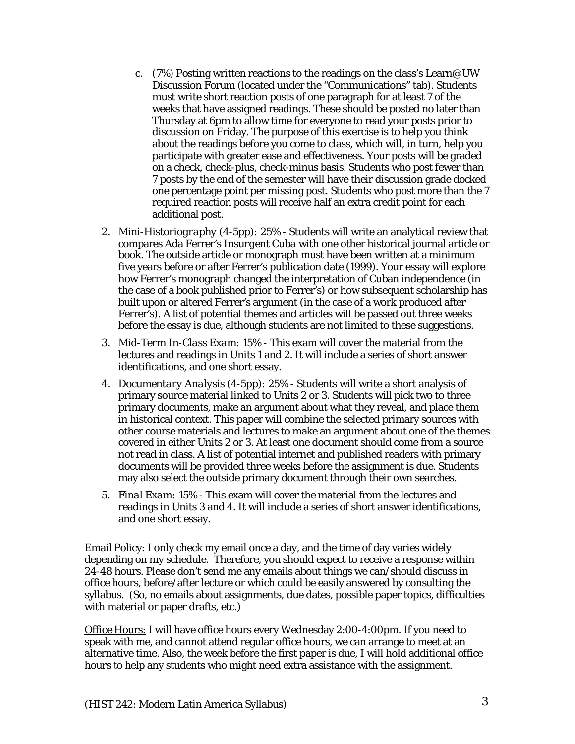c. (7%) Posting written reactions to the readings on the class's Learn@UW Discussion Forum (located under the "Communications" tab). Students must write short reaction posts of one paragraph for at least 7 of the weeks that have assigned readings. These should be posted no later than Thursday at 6pm to allow time for everyone to read your posts prior to discussion on Friday. The purpose of this exercise is to help you think about the readings before you come to class, which will, in turn, help you participate with greater ease and effectiveness. Your posts will be graded on a check, check-plus, check-minus basis. Students who post fewer than 7 posts by the end of the semester will have their discussion grade docked one percentage point per missing post. Students who post more than the 7 required reaction posts will receive half an extra credit point for each additional post.

2. *Mini-Historiography (4-5pp): 25%* - Students will write an analytical review that compares Ada Ferrer's *Insurgent Cuba* with one other historical journal article or book. The outside article or monograph must have been written at a minimum five years before or after Ferrer's publication date (1999). Your essay will explore how Ferrer's monograph changed the interpretation of Cuban independence (in the case of a book published prior to Ferrer's) or how subsequent scholarship has built upon or altered Ferrer's argument (in the case of a work produced after Ferrer's). A list of potential themes and articles will be passed out three weeks before the essay is due, although students are not limited to these suggestions.
3. *Mid-Term In-Class Exam: 15%* - This exam will cover the material from the lectures and readings in Units 1 and 2. It will include a series of short answer identifications, and one short essay.
4. *Documentary Analysis (4-5pp): 25%* - Students will write a short analysis of primary source material linked to Units 2 or 3. Students will pick two to three primary documents, make an argument about what they reveal, and place them in historical context. This paper will combine the selected primary sources with other course materials and lectures to make an argument about one of the themes covered in either Units 2 or 3. At least one document should come from a source not read in class. A list of potential internet and published readers with primary documents will be provided three weeks before the assignment is due. Students may also select the outside primary document through their own searches.
5. *Final Exam: 15%* - This exam will cover the material from the lectures and readings in Units 3 and 4. It will include a series of short answer identifications, and one short essay.

<u>Email Policy:</u> I only check my email once a day, and the time of day varies widely depending on my schedule. Therefore, you should expect to receive a response within 24-48 hours. Please don't send me any emails about things we can/should discuss in office hours, before/after lecture or which could be easily answered by consulting the syllabus. (So, no emails about assignments, due dates, possible paper topics, difficulties with material or paper drafts, etc.)

<u>Office Hours:</u> I will have office hours every Wednesday 2:00-4:00pm. If you need to speak with me, and cannot attend regular office hours, we can arrange to meet at an alternative time. Also, the week before the first paper is due, I will hold additional office hours to help any students who might need extra assistance with the assignment.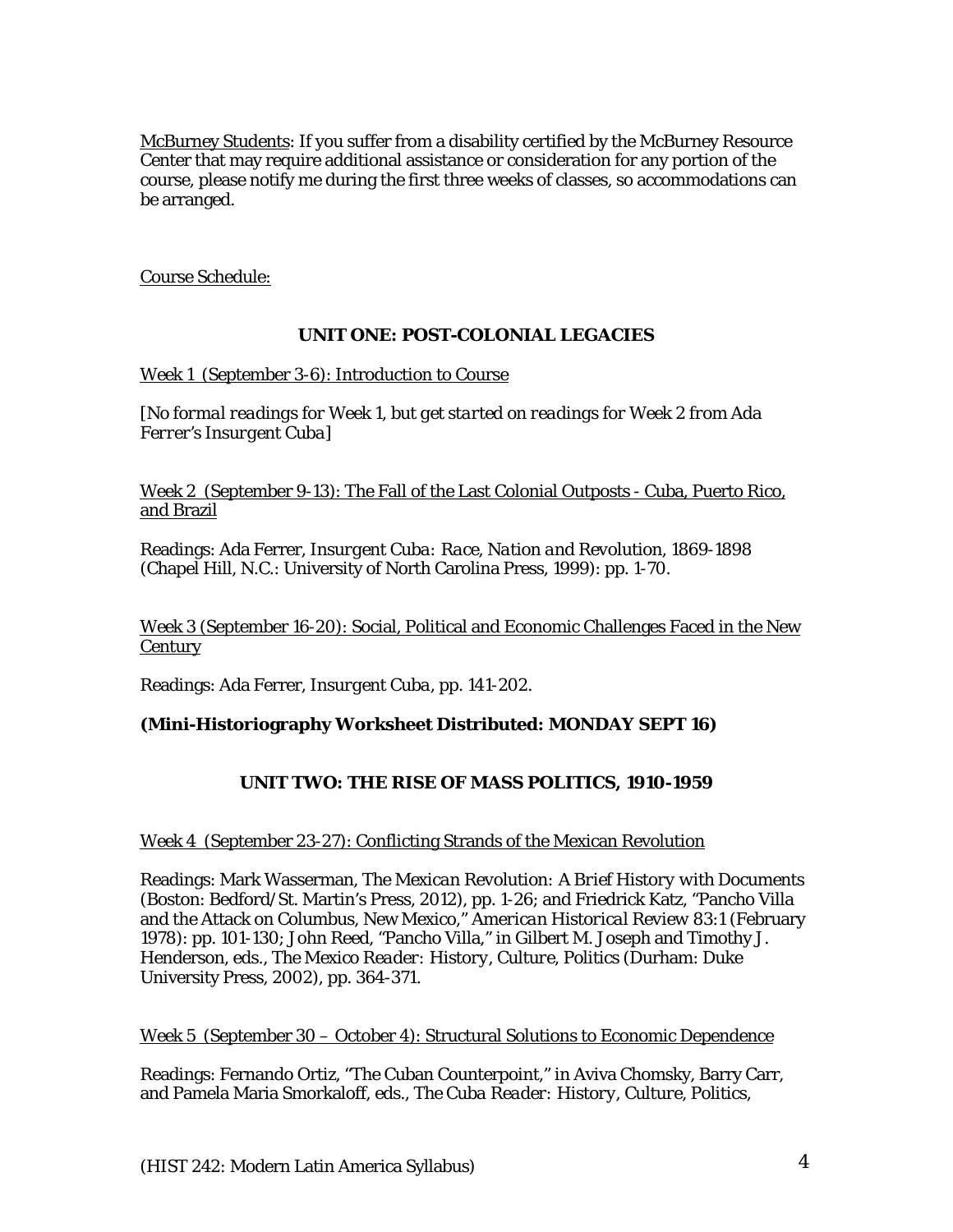McBurney Students: If you suffer from a disability certified by the McBurney Resource Center that may require additional assistance or consideration for any portion of the course, please notify me during the first three weeks of classes, so accommodations can be arranged.

Course Schedule:

## UNIT ONE: POST-COLONIAL LEGACIES

Week 1 (September 3-6): Introduction to Course

*[No formal readings for Week 1, but get started on readings for Week 2 from Ada Ferrer's Insurgent Cuba]*

Week 2 (September 9-13): The Fall of the Last Colonial Outposts - Cuba, Puerto Rico, and Brazil

Readings: Ada Ferrer, *Insurgent Cuba: Race, Nation and Revolution, 1869-1898* (Chapel Hill, N.C.: University of North Carolina Press, 1999): pp. 1-70.

Week 3 (September 16-20): Social, Political and Economic Challenges Faced in the New Century

Readings: Ada Ferrer, *Insurgent Cuba*, pp. 141-202.

**(Mini-Historiography Worksheet Distributed: MONDAY SEPT 16)**

## UNIT TWO: THE RISE OF MASS POLITICS, 1910-1959

Week 4 (September 23-27): Conflicting Strands of the Mexican Revolution

Readings: Mark Wasserman, *The Mexican Revolution: A Brief History with Documents* (Boston: Bedford/St. Martin's Press, 2012), pp. 1-26; and Friedrick Katz, "Pancho Villa and the Attack on Columbus, New Mexico," *American Historical Review* 83:1 (February 1978): pp. 101-130; John Reed, "Pancho Villa," in Gilbert M. Joseph and Timothy J. Henderson, eds., *The Mexico Reader: History, Culture, Politics* (Durham: Duke University Press, 2002), pp. 364-371.

Week 5 (September 30 – October 4): Structural Solutions to Economic Dependence

Readings: Fernando Ortiz, "The Cuban Counterpoint," in Aviva Chomsky, Barry Carr, and Pamela Maria Smorkaloff, eds., *The Cuba Reader: History, Culture, Politics,*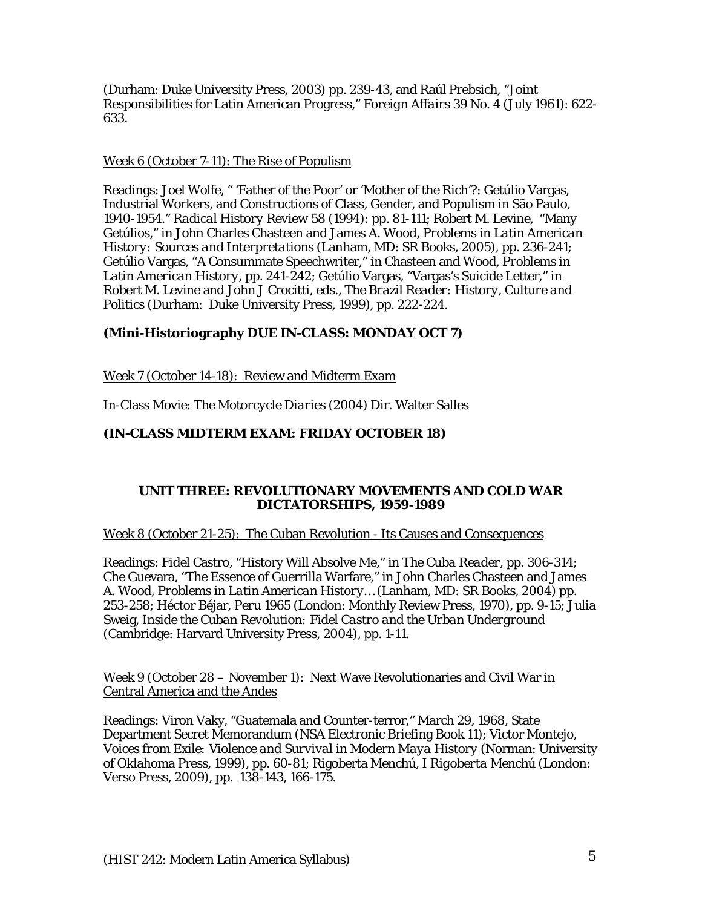(Durham: Duke University Press, 2003) pp. 239-43, and Raúl Prebsich, "Joint Responsibilities for Latin American Progress," *Foreign Affairs* 39 No. 4 (July 1961): 622-633.

Week 6 (October 7-11): The Rise of Populism

Readings: Joel Wolfe, " 'Father of the Poor' or 'Mother of the Rich'?: Getúlio Vargas, Industrial Workers, and Constructions of Class, Gender, and Populism in São Paulo, 1940-1954." *Radical History Review* 58 (1994): pp. 81-111; Robert M. Levine, "Many Getúlios," in John Charles Chasteen and James A. Wood, *Problems in Latin American History: Sources and Interpretations* (Lanham, MD: SR Books, 2005), pp. 236-241; Getúlio Vargas, "A Consummate Speechwriter," in Chasteen and Wood, *Problems in Latin American History*, pp. 241-242; Getúlio Vargas, "Vargas's Suicide Letter," in Robert M. Levine and John J Crocitti, eds., *The Brazil Reader: History, Culture and Politics* (Durham: Duke University Press, 1999), pp. 222-224.

**(Mini-Historiography DUE IN-CLASS: MONDAY OCT 7)**

Week 7 (October 14-18): Review and Midterm Exam

In-Class Movie: *The Motorcycle Diaries* (2004) Dir. Walter Salles

**(IN-CLASS MIDTERM EXAM: FRIDAY OCTOBER 18)**

## UNIT THREE: REVOLUTIONARY MOVEMENTS AND COLD WAR DICTATORSHIPS, 1959-1989

Week 8 (October 21-25): The Cuban Revolution - Its Causes and Consequences

Readings: Fidel Castro, "History Will Absolve Me," in *The Cuba Reader*, pp. 306-314; Che Guevara, "The Essence of Guerrilla Warfare," in John Charles Chasteen and James A. Wood, *Problems in Latin American History…* (Lanham, MD: SR Books, 2004) pp. 253-258; Héctor Béjar, *Peru 1965* (London: Monthly Review Press, 1970), pp. 9-15; Julia Sweig, *Inside the Cuban Revolution: Fidel Castro and the Urban Underground* (Cambridge: Harvard University Press, 2004), pp. 1-11.

Week 9 (October 28 – November 1): Next Wave Revolutionaries and Civil War in Central America and the Andes

Readings: Viron Vaky, "Guatemala and Counter-terror," March 29, 1968, State Department Secret Memorandum (NSA Electronic Briefing Book 11); Victor Montejo, *Voices from Exile: Violence and Survival in Modern Maya History* (Norman: University of Oklahoma Press, 1999), pp. 60-81; Rigoberta Menchú, *I Rigoberta Menchú* (London: Verso Press, 2009), pp. 138-143, 166-175.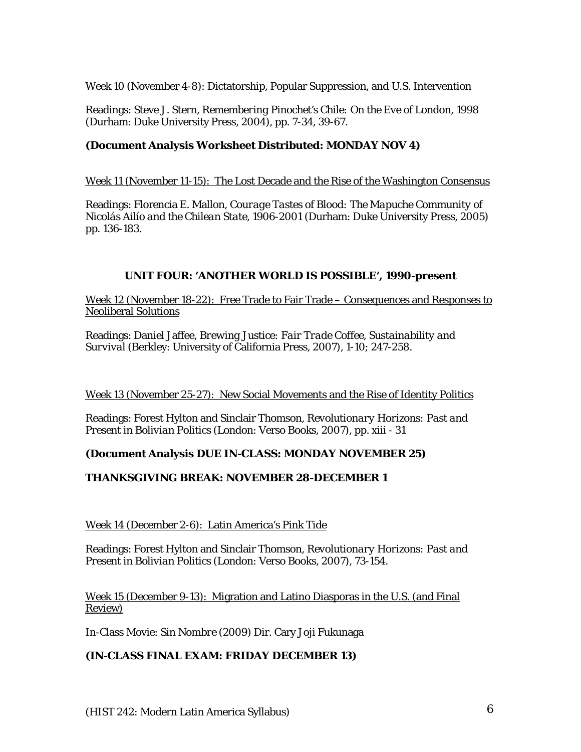<u>Week 10 (November 4-8): Dictatorship, Popular Suppression, and U.S. Intervention</u>

Readings: Steve J. Stern, Remembering Pinochet's Chile: On the Eve of London, 1998 (Durham: Duke University Press, 2004), pp. 7-34, 39-67.

**(Document Analysis Worksheet Distributed: MONDAY NOV 4)**

<u>Week 11 (November 11-15): The Lost Decade and the Rise of the Washington Consensus</u>

Readings: Florencia E. Mallon, *Courage Tastes of Blood: The Mapuche Community of Nicolás Ailío and the Chilean State, 1906-2001* (Durham: Duke University Press, 2005) pp. 136-183.

## UNIT FOUR: 'ANOTHER WORLD IS POSSIBLE', 1990-present

<u>Week 12 (November 18-22): Free Trade to Fair Trade – Consequences and Responses to Neoliberal Solutions</u>

Readings: Daniel Jaffee, *Brewing Justice: Fair Trade Coffee, Sustainability and Survival* (Berkley: University of California Press, 2007), 1-10; 247-258.

<u>Week 13 (November 25-27): New Social Movements and the Rise of Identity Politics</u>

Readings: Forest Hylton and Sinclair Thomson, *Revolutionary Horizons: Past and Present in Bolivian Politics* (London: Verso Books, 2007), pp. xiii - 31

**(Document Analysis DUE IN-CLASS: MONDAY NOVEMBER 25)**

**THANKSGIVING BREAK: NOVEMBER 28-DECEMBER 1**

<u>Week 14 (December 2-6): Latin America's Pink Tide</u>

Readings: Forest Hylton and Sinclair Thomson, *Revolutionary Horizons: Past and Present in Bolivian Politics* (London: Verso Books, 2007), 73-154.

<u>Week 15 (December 9-13): Migration and Latino Diasporas in the U.S. (and Final Review)</u>

In-Class Movie: Sin Nombre (2009) Dir. Cary Joji Fukunaga

**(IN-CLASS FINAL EXAM: FRIDAY DECEMBER 13)**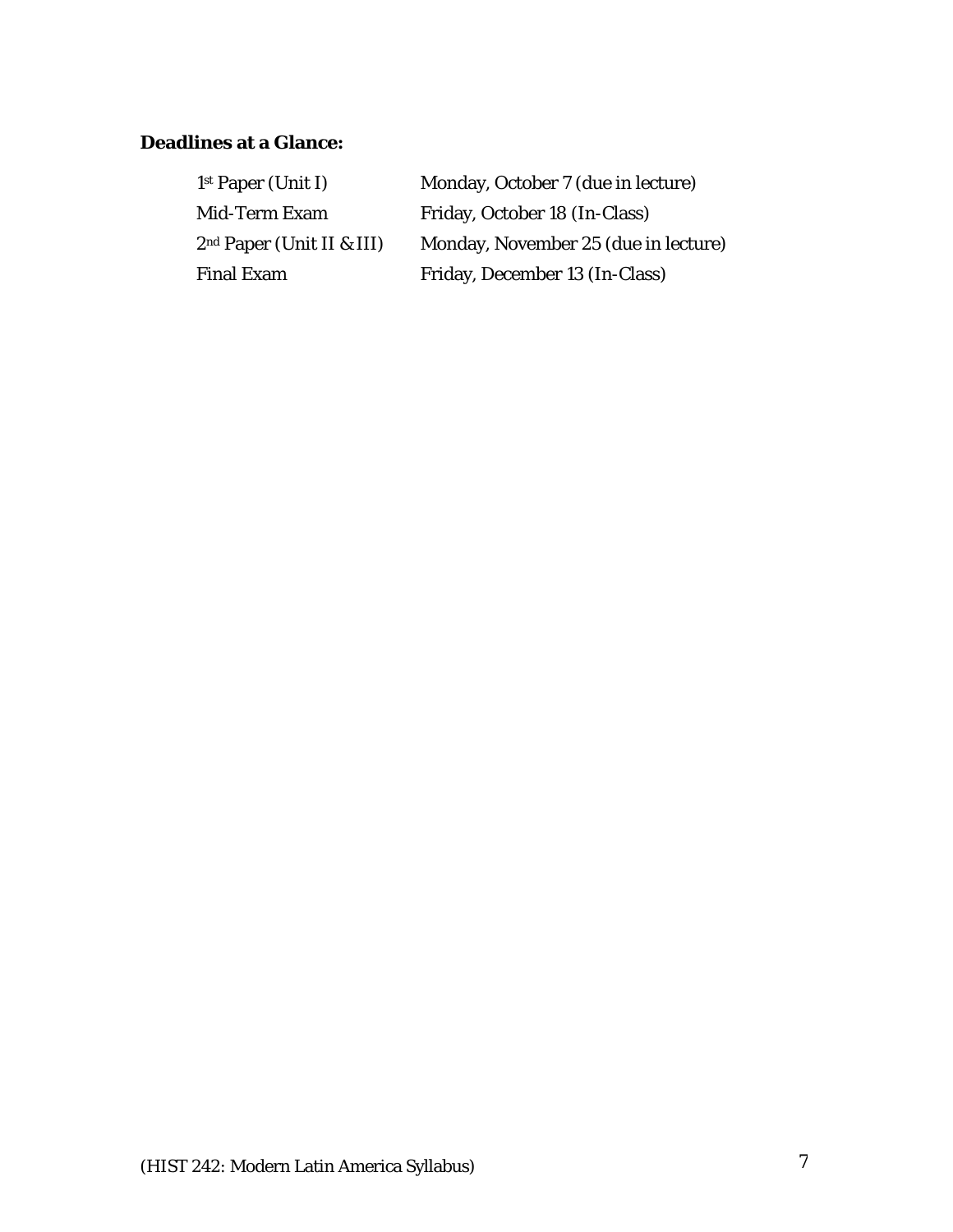**Deadlines at a Glance:**

| | |
|---|---|
| 1st Paper (Unit I) | Monday, October 7 (due in lecture) |
| Mid-Term Exam | Friday, October 18 (In-Class) |
| 2nd Paper (Unit II & III) | Monday, November 25 (due in lecture) |
| Final Exam | Friday, December 13 (In-Class) |